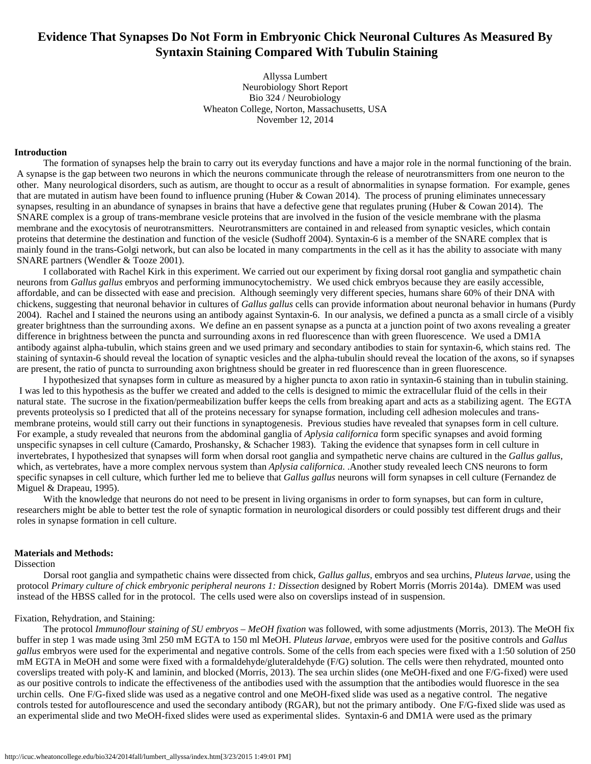# Evidence That Synapses Do Not Form in Embryonic Chick Neuronal Cultures As Measured By Syntaxin Staining Compared With Tubulin Staining

Allyssa Lumbert
Neurobiology Short Report
Bio 324 / Neurobiology
Wheaton College, Norton, Massachusetts, USA
November 12, 2014

**Introduction**

The formation of synapses help the brain to carry out its everyday functions and have a major role in the normal functioning of the brain. A synapse is the gap between two neurons in which the neurons communicate through the release of neurotransmitters from one neuron to the other. Many neurological disorders, such as autism, are thought to occur as a result of abnormalities in synapse formation. For example, genes that are mutated in autism have been found to influence pruning (Huber & Cowan 2014). The process of pruning eliminates unnecessary synapses, resulting in an abundance of synapses in brains that have a defective gene that regulates pruning (Huber & Cowan 2014). The SNARE complex is a group of trans-membrane vesicle proteins that are involved in the fusion of the vesicle membrane with the plasma membrane and the exocytosis of neurotransmitters. Neurotransmitters are contained in and released from synaptic vesicles, which contain proteins that determine the destination and function of the vesicle (Sudhoff 2004). Syntaxin-6 is a member of the SNARE complex that is mainly found in the trans-Golgi network, but can also be located in many compartments in the cell as it has the ability to associate with many SNARE partners (Wendler & Tooze 2001).

I collaborated with Rachel Kirk in this experiment. We carried out our experiment by fixing dorsal root ganglia and sympathetic chain neurons from *Gallus gallus* embryos and performing immunocytochemistry. We used chick embryos because they are easily accessible, affordable, and can be dissected with ease and precision. Although seemingly very different species, humans share 60% of their DNA with chickens, suggesting that neuronal behavior in cultures of *Gallus gallus* cells can provide information about neuronal behavior in humans (Purdy 2004). Rachel and I stained the neurons using an antibody against Syntaxin-6. In our analysis, we defined a puncta as a small circle of a visibly greater brightness than the surrounding axons. We define an en passent synapse as a puncta at a junction point of two axons revealing a greater difference in brightness between the puncta and surrounding axons in red fluorescence than with green fluorescence. We used a DM1A antibody against alpha-tubulin, which stains green and we used primary and secondary antibodies to stain for syntaxin-6, which stains red. The staining of syntaxin-6 should reveal the location of synaptic vesicles and the alpha-tubulin should reveal the location of the axons, so if synapses are present, the ratio of puncta to surrounding axon brightness should be greater in red fluorescence than in green fluorescence.

I hypothesized that synapses form in culture as measured by a higher puncta to axon ratio in syntaxin-6 staining than in tubulin staining. I was led to this hypothesis as the buffer we created and added to the cells is designed to mimic the extracellular fluid of the cells in their natural state. The sucrose in the fixation/permeabilization buffer keeps the cells from breaking apart and acts as a stabilizing agent. The EGTA prevents proteolysis so I predicted that all of the proteins necessary for synapse formation, including cell adhesion molecules and trans-membrane proteins, would still carry out their functions in synaptogenesis. Previous studies have revealed that synapses form in cell culture. For example, a study revealed that neurons from the abdominal ganglia of *Aplysia californica* form specific synapses and avoid forming unspecific synapses in cell culture (Camardo, Proshansky, & Schacher 1983). Taking the evidence that synapses form in cell culture in invertebrates, I hypothesized that synapses will form when dorsal root ganglia and sympathetic nerve chains are cultured in the *Gallus gallus*, which, as vertebrates, have a more complex nervous system than *Aplysia californica*. .Another study revealed leech CNS neurons to form specific synapses in cell culture, which further led me to believe that *Gallus gallus* neurons will form synapses in cell culture (Fernandez de Miguel & Drapeau, 1995).

With the knowledge that neurons do not need to be present in living organisms in order to form synapses, but can form in culture, researchers might be able to better test the role of synaptic formation in neurological disorders or could possibly test different drugs and their roles in synapse formation in cell culture.

**Materials and Methods:**

Dissection

Dorsal root ganglia and sympathetic chains were dissected from chick, *Gallus gallus,* embryos and sea urchins, *Pluteus larvae*, using the protocol *Primary culture of chick embryonic peripheral neurons 1: Dissection* designed by Robert Morris (Morris 2014a). DMEM was used instead of the HBSS called for in the protocol. The cells used were also on coverslips instead of in suspension.

Fixation, Rehydration, and Staining:

The protocol *Immunoflour staining of SU embryos – MeOH fixation* was followed, with some adjustments (Morris, 2013). The MeOH fix buffer in step 1 was made using 3ml 250 mM EGTA to 150 ml MeOH. *Pluteus larvae,* embryos were used for the positive controls and *Gallus gallus* embryos were used for the experimental and negative controls. Some of the cells from each species were fixed with a 1:50 solution of 250 mM EGTA in MeOH and some were fixed with a formaldehyde/gluteraldehyde (F/G) solution. The cells were then rehydrated, mounted onto coverslips treated with poly-K and laminin, and blocked (Morris, 2013). The sea urchin slides (one MeOH-fixed and one F/G-fixed) were used as our positive controls to indicate the effectiveness of the antibodies used with the assumption that the antibodies would fluoresce in the sea urchin cells. One F/G-fixed slide was used as a negative control and one MeOH-fixed slide was used as a negative control. The negative controls tested for autoflourescence and used the secondary antibody (RGAR), but not the primary antibody. One F/G-fixed slide was used as an experimental slide and two MeOH-fixed slides were used as experimental slides. Syntaxin-6 and DM1A were used as the primary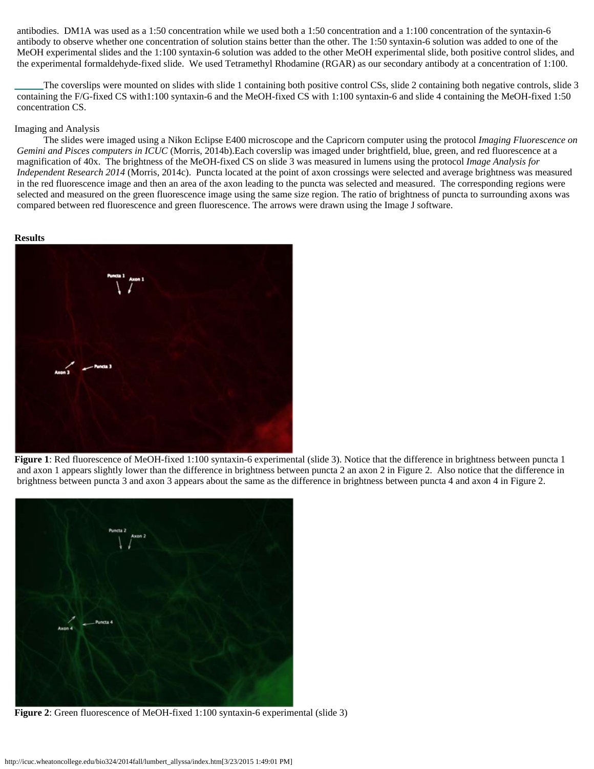antibodies. DM1A was used as a 1:50 concentration while we used both a 1:50 concentration and a 1:100 concentration of the syntaxin-6 antibody to observe whether one concentration of solution stains better than the other. The 1:50 syntaxin-6 solution was added to one of the MeOH experimental slides and the 1:100 syntaxin-6 solution was added to the other MeOH experimental slide, both positive control slides, and the experimental formaldehyde-fixed slide. We used Tetramethyl Rhodamine (RGAR) as our secondary antibody at a concentration of 1:100.

The coverslips were mounted on slides with slide 1 containing both positive control CSs, slide 2 containing both negative controls, slide 3 containing the F/G-fixed CS with1:100 syntaxin-6 and the MeOH-fixed CS with 1:100 syntaxin-6 and slide 4 containing the MeOH-fixed 1:50 concentration CS.

Imaging and Analysis

The slides were imaged using a Nikon Eclipse E400 microscope and the Capricorn computer using the protocol *Imaging Fluorescence on Gemini and Pisces computers in ICUC* (Morris, 2014b).Each coverslip was imaged under brightfield, blue, green, and red fluorescence at a magnification of 40x. The brightness of the MeOH-fixed CS on slide 3 was measured in lumens using the protocol *Image Analysis for Independent Research 2014* (Morris, 2014c). Puncta located at the point of axon crossings were selected and average brightness was measured in the red fluorescence image and then an area of the axon leading to the puncta was selected and measured. The corresponding regions were selected and measured on the green fluorescence image using the same size region. The ratio of brightness of puncta to surrounding axons was compared between red fluorescence and green fluorescence. The arrows were drawn using the Image J software.

**Results**

**Figure 1**: Red fluorescence of MeOH-fixed 1:100 syntaxin-6 experimental (slide 3). Notice that the difference in brightness between puncta 1 and axon 1 appears slightly lower than the difference in brightness between puncta 2 an axon 2 in Figure 2. Also notice that the difference in brightness between puncta 3 and axon 3 appears about the same as the difference in brightness between puncta 4 and axon 4 in Figure 2.

**Figure 2**: Green fluorescence of MeOH-fixed 1:100 syntaxin-6 experimental (slide 3)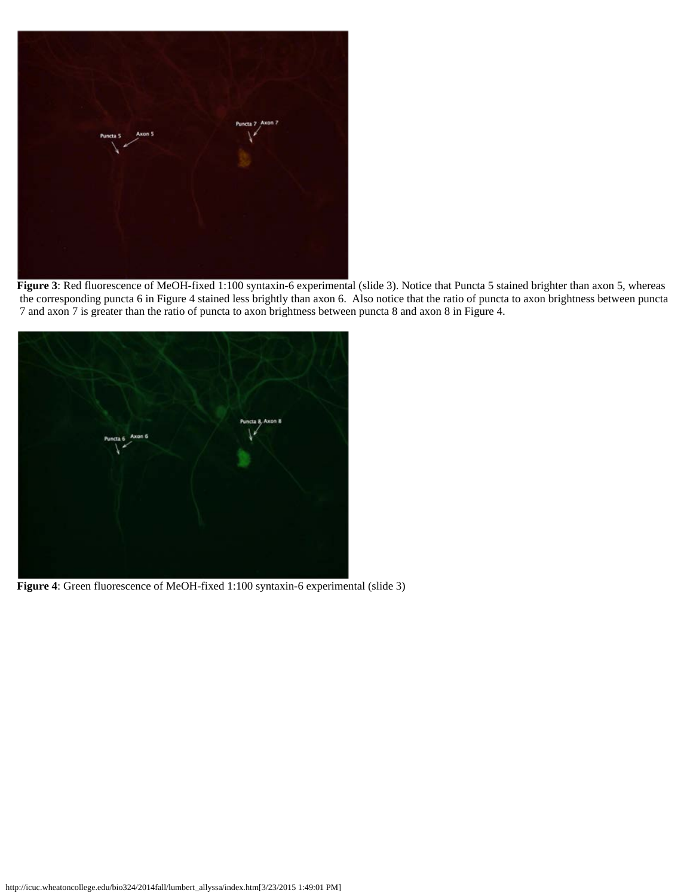**Figure 3**: Red fluorescence of MeOH-fixed 1:100 syntaxin-6 experimental (slide 3). Notice that Puncta 5 stained brighter than axon 5, whereas the corresponding puncta 6 in Figure 4 stained less brightly than axon 6. Also notice that the ratio of puncta to axon brightness between puncta 7 and axon 7 is greater than the ratio of puncta to axon brightness between puncta 8 and axon 8 in Figure 4.

**Figure 4**: Green fluorescence of MeOH-fixed 1:100 syntaxin-6 experimental (slide 3)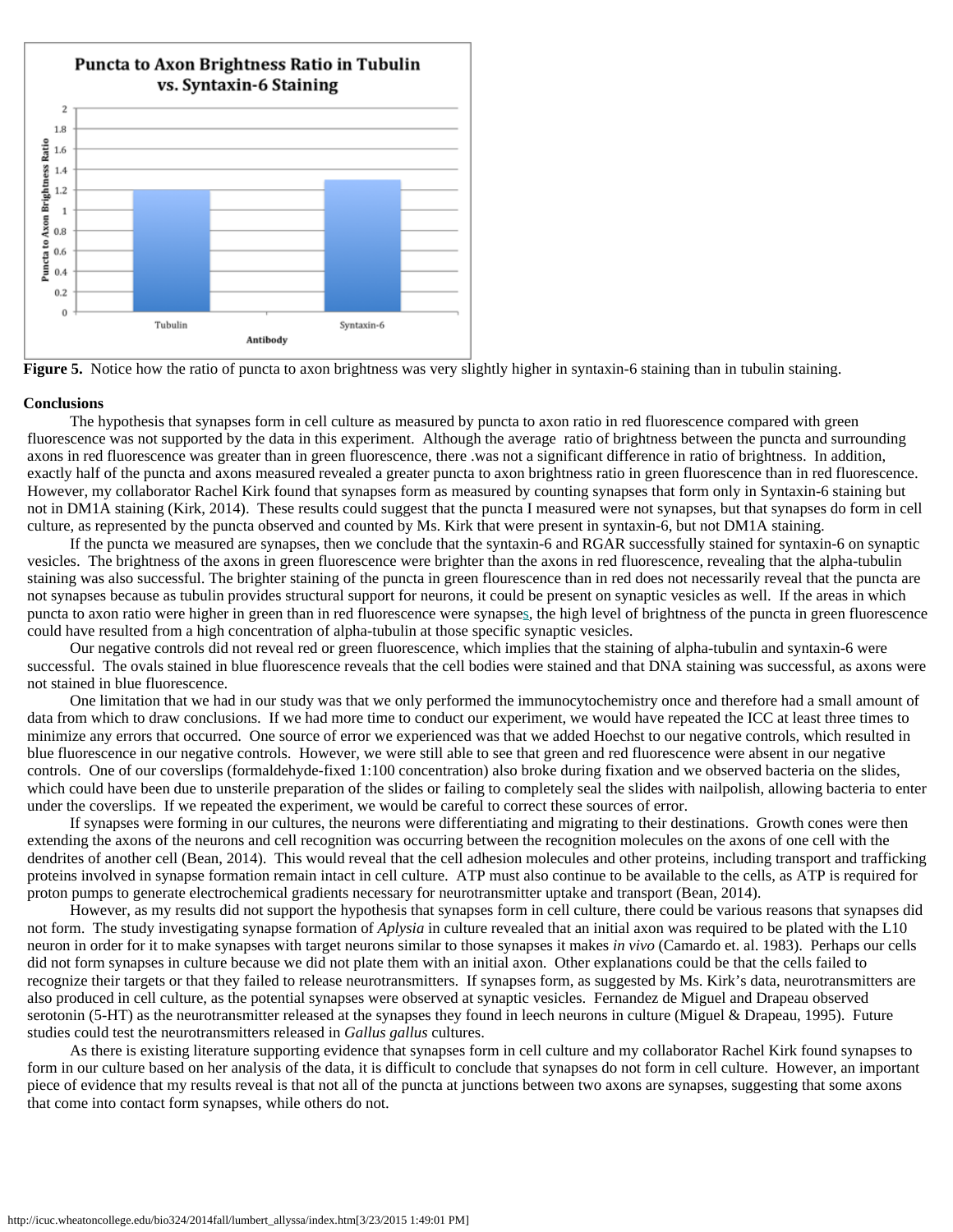**Figure 5.** Notice how the ratio of puncta to axon brightness was very slightly higher in syntaxin-6 staining than in tubulin staining.

**Conclusions**

The hypothesis that synapses form in cell culture as measured by puncta to axon ratio in red fluorescence compared with green fluorescence was not supported by the data in this experiment. Although the average ratio of brightness between the puncta and surrounding axons in red fluorescence was greater than in green fluorescence, there .was not a significant difference in ratio of brightness. In addition, exactly half of the puncta and axons measured revealed a greater puncta to axon brightness ratio in green fluorescence than in red fluorescence. However, my collaborator Rachel Kirk found that synapses form as measured by counting synapses that form only in Syntaxin-6 staining but not in DM1A staining (Kirk, 2014). These results could suggest that the puncta I measured were not synapses, but that synapses do form in cell culture, as represented by the puncta observed and counted by Ms. Kirk that were present in syntaxin-6, but not DM1A staining.

If the puncta we measured are synapses, then we conclude that the syntaxin-6 and RGAR successfully stained for syntaxin-6 on synaptic vesicles. The brightness of the axons in green fluorescence were brighter than the axons in red fluorescence, revealing that the alpha-tubulin staining was also successful. The brighter staining of the puncta in green flourescence than in red does not necessarily reveal that the puncta are not synapses because as tubulin provides structural support for neurons, it could be present on synaptic vesicles as well. If the areas in which puncta to axon ratio were higher in green than in red fluorescence were synapses, the high level of brightness of the puncta in green fluorescence could have resulted from a high concentration of alpha-tubulin at those specific synaptic vesicles.

Our negative controls did not reveal red or green fluorescence, which implies that the staining of alpha-tubulin and syntaxin-6 were successful. The ovals stained in blue fluorescence reveals that the cell bodies were stained and that DNA staining was successful, as axons were not stained in blue fluorescence.

One limitation that we had in our study was that we only performed the immunocytochemistry once and therefore had a small amount of data from which to draw conclusions. If we had more time to conduct our experiment, we would have repeated the ICC at least three times to minimize any errors that occurred. One source of error we experienced was that we added Hoechst to our negative controls, which resulted in blue fluorescence in our negative controls. However, we were still able to see that green and red fluorescence were absent in our negative controls. One of our coverslips (formaldehyde-fixed 1:100 concentration) also broke during fixation and we observed bacteria on the slides, which could have been due to unsterile preparation of the slides or failing to completely seal the slides with nailpolish, allowing bacteria to enter under the coverslips. If we repeated the experiment, we would be careful to correct these sources of error.

If synapses were forming in our cultures, the neurons were differentiating and migrating to their destinations. Growth cones were then extending the axons of the neurons and cell recognition was occurring between the recognition molecules on the axons of one cell with the dendrites of another cell (Bean, 2014). This would reveal that the cell adhesion molecules and other proteins, including transport and trafficking proteins involved in synapse formation remain intact in cell culture. ATP must also continue to be available to the cells, as ATP is required for proton pumps to generate electrochemical gradients necessary for neurotransmitter uptake and transport (Bean, 2014).

However, as my results did not support the hypothesis that synapses form in cell culture, there could be various reasons that synapses did not form. The study investigating synapse formation of *Aplysia* in culture revealed that an initial axon was required to be plated with the L10 neuron in order for it to make synapses with target neurons similar to those synapses it makes *in vivo* (Camardo et. al. 1983). Perhaps our cells did not form synapses in culture because we did not plate them with an initial axon. Other explanations could be that the cells failed to recognize their targets or that they failed to release neurotransmitters. If synapses form, as suggested by Ms. Kirk's data, neurotransmitters are also produced in cell culture, as the potential synapses were observed at synaptic vesicles. Fernandez de Miguel and Drapeau observed serotonin (5-HT) as the neurotransmitter released at the synapses they found in leech neurons in culture (Miguel & Drapeau, 1995). Future studies could test the neurotransmitters released in *Gallus gallus* cultures.

As there is existing literature supporting evidence that synapses form in cell culture and my collaborator Rachel Kirk found synapses to form in our culture based on her analysis of the data, it is difficult to conclude that synapses do not form in cell culture. However, an important piece of evidence that my results reveal is that not all of the puncta at junctions between two axons are synapses, suggesting that some axons that come into contact form synapses, while others do not.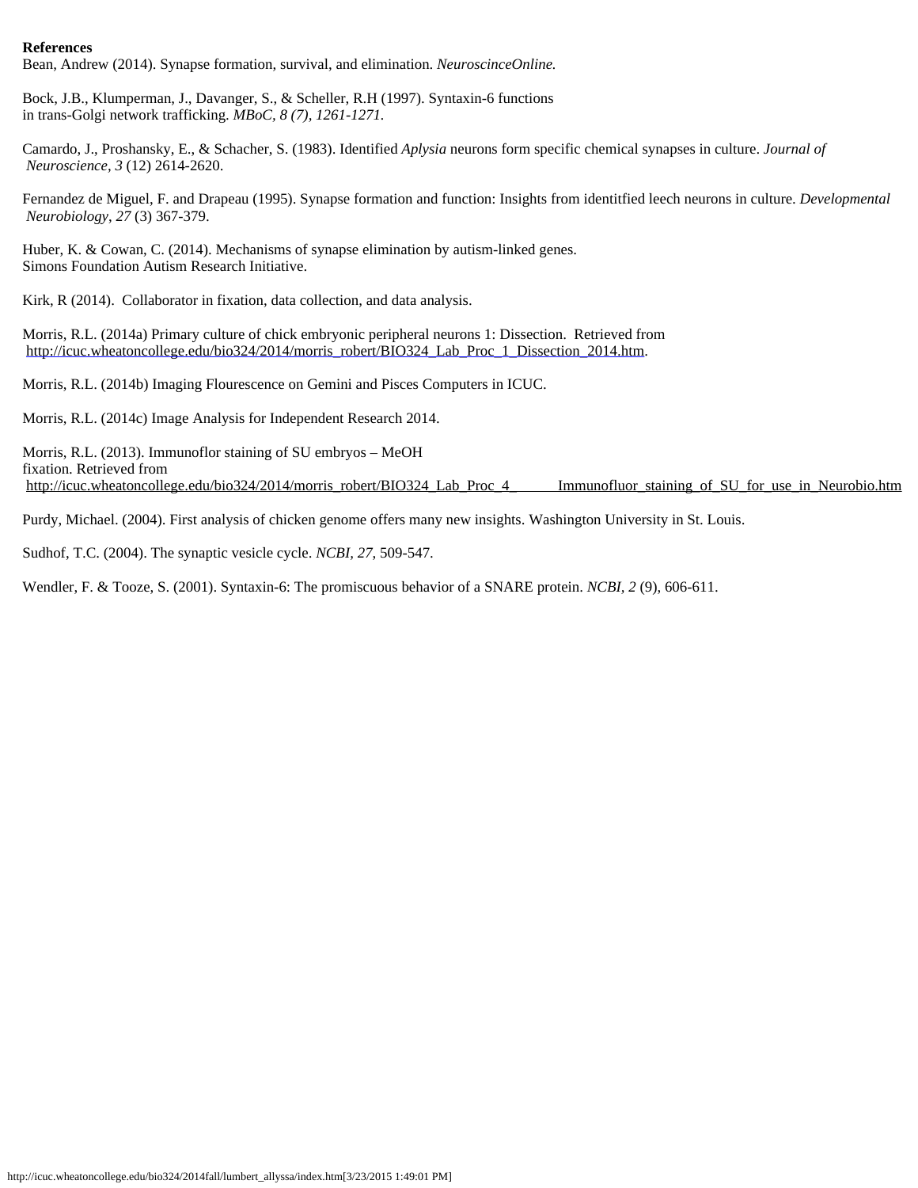**References**

Bean, Andrew (2014). Synapse formation, survival, and elimination. *NeuroscinceOnline.*

Bock, J.B., Klumperman, J., Davanger, S., & Scheller, R.H (1997). Syntaxin-6 functions in trans-Golgi network trafficking. *MBoC, 8 (7), 1261-1271.*

Camardo, J., Proshansky, E., & Schacher, S. (1983). Identified *Aplysia* neurons form specific chemical synapses in culture. *Journal of Neuroscience, 3* (12) 2614-2620.

Fernandez de Miguel, F. and Drapeau (1995). Synapse formation and function: Insights from identitfied leech neurons in culture. *Developmental Neurobiology, 27* (3) 367-379.

Huber, K. & Cowan, C. (2014). Mechanisms of synapse elimination by autism-linked genes. Simons Foundation Autism Research Initiative.

Kirk, R (2014). Collaborator in fixation, data collection, and data analysis.

Morris, R.L. (2014a) Primary culture of chick embryonic peripheral neurons 1: Dissection. Retrieved from http://icuc.wheatoncollege.edu/bio324/2014/morris_robert/BIO324_Lab_Proc_1_Dissection_2014.htm.

Morris, R.L. (2014b) Imaging Flourescence on Gemini and Pisces Computers in ICUC.

Morris, R.L. (2014c) Image Analysis for Independent Research 2014.

Morris, R.L. (2013). Immunoflor staining of SU embryos – MeOH fixation. Retrieved from http://icuc.wheatoncollege.edu/bio324/2014/morris_robert/BIO324_Lab_Proc_4_ Immunofluor_staining_of_SU_for_use_in_Neurobio.htm

Purdy, Michael. (2004). First analysis of chicken genome offers many new insights. Washington University in St. Louis.

Sudhof, T.C. (2004). The synaptic vesicle cycle. *NCBI, 27,* 509-547.

Wendler, F. & Tooze, S. (2001). Syntaxin-6: The promiscuous behavior of a SNARE protein. *NCBI, 2* (9), 606-611.